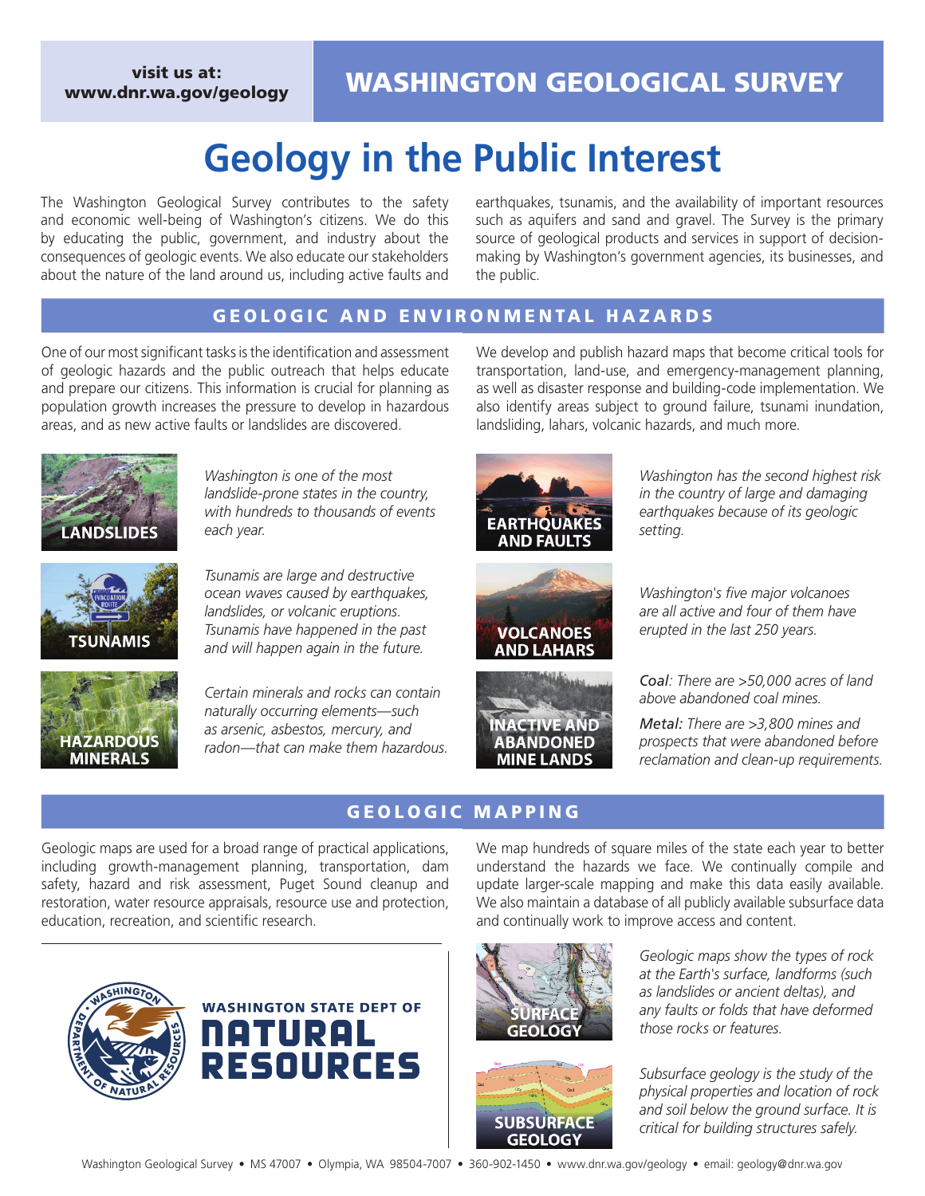visit us at:
www.dnr.wa.gov/geology

## WASHINGTON GEOLOGICAL SURVEY

# Geology in the Public Interest

The Washington Geological Survey contributes to the safety and economic well-being of Washington's citizens. We do this by educating the public, government, and industry about the consequences of geologic events. We also educate our stakeholders about the nature of the land around us, including active faults and earthquakes, tsunamis, and the availability of important resources such as aquifers and sand and gravel. The Survey is the primary source of geological products and services in support of decision-making by Washington's government agencies, its businesses, and the public.

## GEOLOGIC AND ENVIRONMENTAL HAZARDS

One of our most significant tasks is the identification and assessment of geologic hazards and the public outreach that helps educate and prepare our citizens. This information is crucial for planning as population growth increases the pressure to develop in hazardous areas, and as new active faults or landslides are discovered.

We develop and publish hazard maps that become critical tools for transportation, land-use, and emergency-management planning, as well as disaster response and building-code implementation. We also identify areas subject to ground failure, tsunami inundation, landsliding, lahars, volcanic hazards, and much more.

**LANDSLIDES**

*Washington is one of the most landslide-prone states in the country, with hundreds to thousands of events each year.*

**TSUNAMIS**

*Tsunamis are large and destructive ocean waves caused by earthquakes, landslides, or volcanic eruptions. Tsunamis have happened in the past and will happen again in the future.*

**HAZARDOUS MINERALS**

*Certain minerals and rocks can contain naturally occurring elements—such as arsenic, asbestos, mercury, and radon—that can make them hazardous.*

**EARTHQUAKES AND FAULTS**

*Washington has the second highest risk in the country of large and damaging earthquakes because of its geologic setting.*

**VOLCANOES AND LAHARS**

*Washington's five major volcanoes are all active and four of them have erupted in the last 250 years.*

**INACTIVE AND ABANDONED MINE LANDS**

*Coal: There are >50,000 acres of land above abandoned coal mines.*

*Metal: There are >3,800 mines and prospects that were abandoned before reclamation and clean-up requirements.*

## GEOLOGIC MAPPING

Geologic maps are used for a broad range of practical applications, including growth-management planning, transportation, dam safety, hazard and risk assessment, Puget Sound cleanup and restoration, water resource appraisals, resource use and protection, education, recreation, and scientific research.

We map hundreds of square miles of the state each year to better understand the hazards we face. We continually compile and update larger-scale mapping and make this data easily available. We also maintain a database of all publicly available subsurface data and continually work to improve access and content.

**SURFACE GEOLOGY**

*Geologic maps show the types of rock at the Earth's surface, landforms (such as landslides or ancient deltas), and any faults or folds that have deformed those rocks or features.*

**SUBSURFACE GEOLOGY**

*Subsurface geology is the study of the physical properties and location of rock and soil below the ground surface. It is critical for building structures safely.*

WASHINGTON STATE DEPT OF NATURAL RESOURCES

Washington Geological Survey • MS 47007 • Olympia, WA 98504-7007 • 360-902-1450 • www.dnr.wa.gov/geology • email: geology@dnr.wa.gov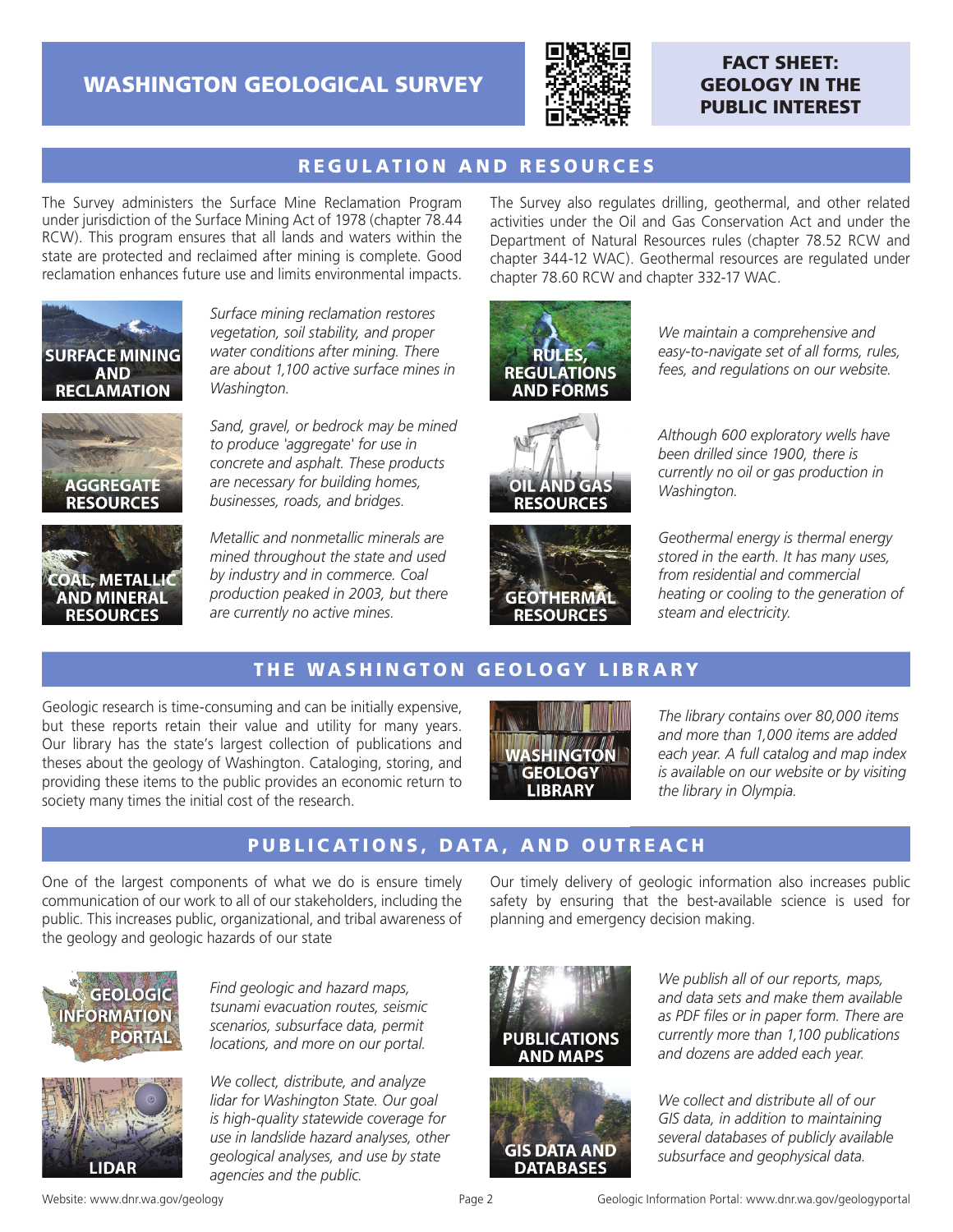# WASHINGTON GEOLOGICAL SURVEY

**FACT SHEET: GEOLOGY IN THE PUBLIC INTEREST**

## REGULATION AND RESOURCES

The Survey administers the Surface Mine Reclamation Program under jurisdiction of the Surface Mining Act of 1978 (chapter 78.44 RCW). This program ensures that all lands and waters within the state are protected and reclaimed after mining is complete. Good reclamation enhances future use and limits environmental impacts.

**SURFACE MINING AND RECLAMATION**

*Surface mining reclamation restores vegetation, soil stability, and proper water conditions after mining. There are about 1,100 active surface mines in Washington.*

**AGGREGATE RESOURCES**

*Sand, gravel, or bedrock may be mined to produce 'aggregate' for use in concrete and asphalt. These products are necessary for building homes, businesses, roads, and bridges.*

**COAL, METALLIC AND MINERAL RESOURCES**

*Metallic and nonmetallic minerals are mined throughout the state and used by industry and in commerce. Coal production peaked in 2003, but there are currently no active mines.*

The Survey also regulates drilling, geothermal, and other related activities under the Oil and Gas Conservation Act and under the Department of Natural Resources rules (chapter 78.52 RCW and chapter 344-12 WAC). Geothermal resources are regulated under chapter 78.60 RCW and chapter 332-17 WAC.

**RULES, REGULATIONS AND FORMS**

*We maintain a comprehensive and easy-to-navigate set of all forms, rules, fees, and regulations on our website.*

**OIL AND GAS RESOURCES**

*Although 600 exploratory wells have been drilled since 1900, there is currently no oil or gas production in Washington.*

**GEOTHERMAL RESOURCES**

*Geothermal energy is thermal energy stored in the earth. It has many uses, from residential and commercial heating or cooling to the generation of steam and electricity.*

## THE WASHINGTON GEOLOGY LIBRARY

Geologic research is time-consuming and can be initially expensive, but these reports retain their value and utility for many years. Our library has the state's largest collection of publications and theses about the geology of Washington. Cataloging, storing, and providing these items to the public provides an economic return to society many times the initial cost of the research.

**WASHINGTON GEOLOGY LIBRARY**

*The library contains over 80,000 items and more than 1,000 items are added each year. A full catalog and map index is available on our website or by visiting the library in Olympia.*

## PUBLICATIONS, DATA, AND OUTREACH

One of the largest components of what we do is ensure timely communication of our work to all of our stakeholders, including the public. This increases public, organizational, and tribal awareness of the geology and geologic hazards of our state

**GEOLOGIC INFORMATION PORTAL**

*Find geologic and hazard maps, tsunami evacuation routes, seismic scenarios, subsurface data, permit locations, and more on our portal.*

**LIDAR**

*We collect, distribute, and analyze lidar for Washington State. Our goal is high-quality statewide coverage for use in landslide hazard analyses, other geological analyses, and use by state agencies and the public.*

Our timely delivery of geologic information also increases public safety by ensuring that the best-available science is used for planning and emergency decision making.

**PUBLICATIONS AND MAPS**

*We publish all of our reports, maps, and data sets and make them available as PDF files or in paper form. There are currently more than 1,100 publications and dozens are added each year.*

**GIS DATA AND DATABASES**

*We collect and distribute all of our GIS data, in addition to maintaining several databases of publicly available subsurface and geophysical data.*

Website: www.dnr.wa.gov/geology

Geologic Information Portal: www.dnr.wa.gov/geologyportal